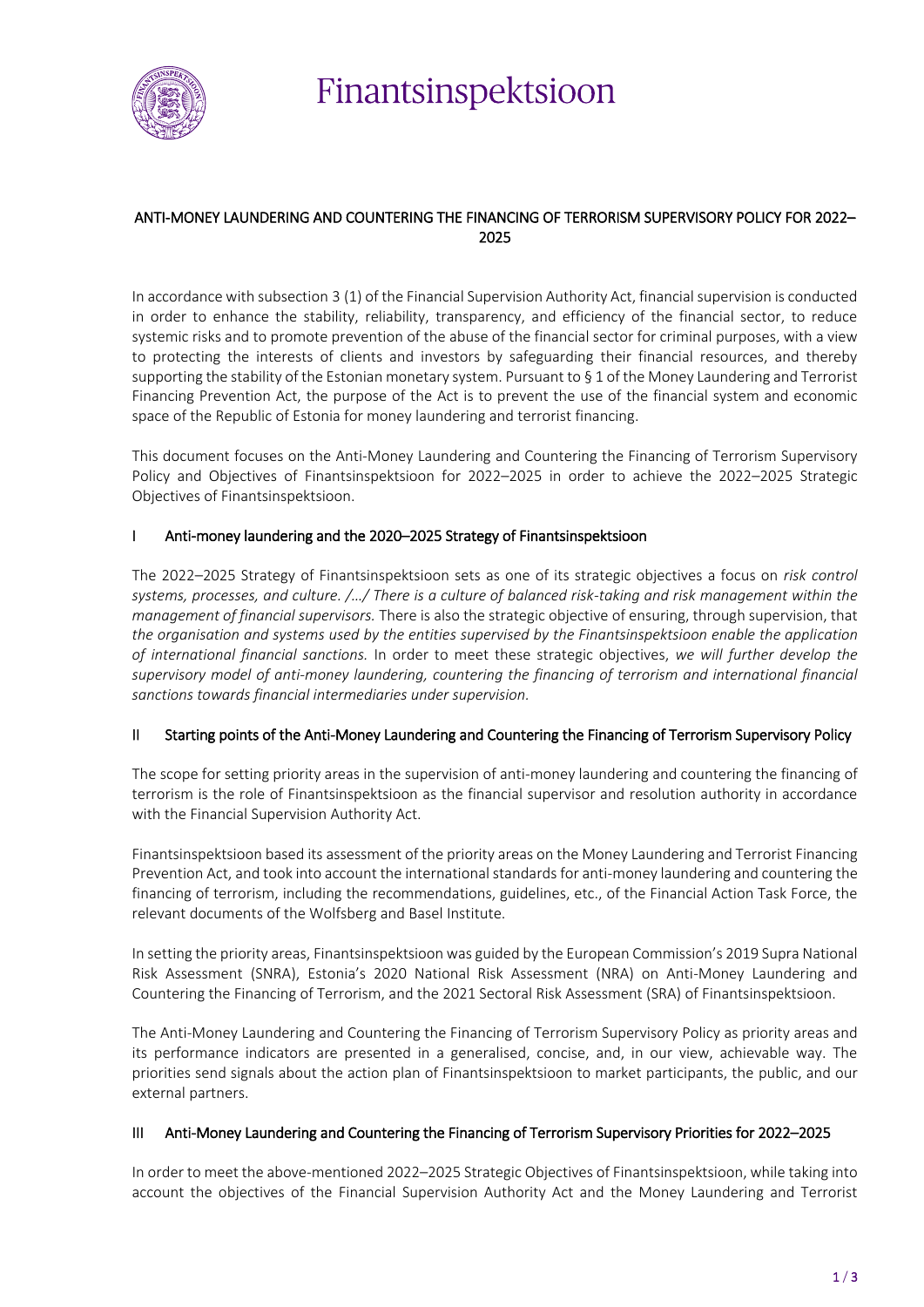Finantsinspektsioon

# ANTI-MONEY LAUNDERING AND COUNTERING THE FINANCING OF TERRORISM SUPERVISORY POLICY FOR 2022–2025

In accordance with subsection 3 (1) of the Financial Supervision Authority Act, financial supervision is conducted in order to enhance the stability, reliability, transparency, and efficiency of the financial sector, to reduce systemic risks and to promote prevention of the abuse of the financial sector for criminal purposes, with a view to protecting the interests of clients and investors by safeguarding their financial resources, and thereby supporting the stability of the Estonian monetary system. Pursuant to § 1 of the Money Laundering and Terrorist Financing Prevention Act, the purpose of the Act is to prevent the use of the financial system and economic space of the Republic of Estonia for money laundering and terrorist financing.

This document focuses on the Anti-Money Laundering and Countering the Financing of Terrorism Supervisory Policy and Objectives of Finantsinspektsioon for 2022–2025 in order to achieve the 2022–2025 Strategic Objectives of Finantsinspektsioon.

## I Anti-money laundering and the 2020–2025 Strategy of Finantsinspektsioon

The 2022–2025 Strategy of Finantsinspektsioon sets as one of its strategic objectives a focus on *risk control systems, processes, and culture. /…/ There is a culture of balanced risk-taking and risk management within the management of financial supervisors.* There is also the strategic objective of ensuring, through supervision, that *the organisation and systems used by the entities supervised by the Finantsinspektsioon enable the application of international financial sanctions.* In order to meet these strategic objectives, *we will further develop the supervisory model of anti-money laundering, countering the financing of terrorism and international financial sanctions towards financial intermediaries under supervision.*

## II Starting points of the Anti-Money Laundering and Countering the Financing of Terrorism Supervisory Policy

The scope for setting priority areas in the supervision of anti-money laundering and countering the financing of terrorism is the role of Finantsinspektsioon as the financial supervisor and resolution authority in accordance with the Financial Supervision Authority Act.

Finantsinspektsioon based its assessment of the priority areas on the Money Laundering and Terrorist Financing Prevention Act, and took into account the international standards for anti-money laundering and countering the financing of terrorism, including the recommendations, guidelines, etc., of the Financial Action Task Force, the relevant documents of the Wolfsberg and Basel Institute.

In setting the priority areas, Finantsinspektsioon was guided by the European Commission's 2019 Supra National Risk Assessment (SNRA), Estonia's 2020 National Risk Assessment (NRA) on Anti-Money Laundering and Countering the Financing of Terrorism, and the 2021 Sectoral Risk Assessment (SRA) of Finantsinspektsioon.

The Anti-Money Laundering and Countering the Financing of Terrorism Supervisory Policy as priority areas and its performance indicators are presented in a generalised, concise, and, in our view, achievable way. The priorities send signals about the action plan of Finantsinspektsioon to market participants, the public, and our external partners.

## III Anti-Money Laundering and Countering the Financing of Terrorism Supervisory Priorities for 2022–2025

In order to meet the above-mentioned 2022–2025 Strategic Objectives of Finantsinspektsioon, while taking into account the objectives of the Financial Supervision Authority Act and the Money Laundering and Terrorist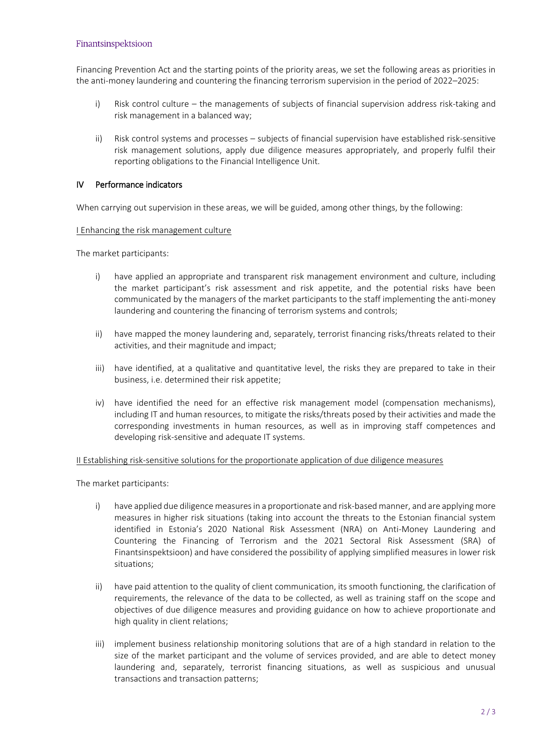Financing Prevention Act and the starting points of the priority areas, we set the following areas as priorities in the anti-money laundering and countering the financing terrorism supervision in the period of 2022–2025:

i) Risk control culture – the managements of subjects of financial supervision address risk-taking and risk management in a balanced way;

ii) Risk control systems and processes – subjects of financial supervision have established risk-sensitive risk management solutions, apply due diligence measures appropriately, and properly fulfil their reporting obligations to the Financial Intelligence Unit.

## IV Performance indicators

When carrying out supervision in these areas, we will be guided, among other things, by the following:

I Enhancing the risk management culture

The market participants:

i) have applied an appropriate and transparent risk management environment and culture, including the market participant's risk assessment and risk appetite, and the potential risks have been communicated by the managers of the market participants to the staff implementing the anti-money laundering and countering the financing of terrorism systems and controls;

ii) have mapped the money laundering and, separately, terrorist financing risks/threats related to their activities, and their magnitude and impact;

iii) have identified, at a qualitative and quantitative level, the risks they are prepared to take in their business, i.e. determined their risk appetite;

iv) have identified the need for an effective risk management model (compensation mechanisms), including IT and human resources, to mitigate the risks/threats posed by their activities and made the corresponding investments in human resources, as well as in improving staff competences and developing risk-sensitive and adequate IT systems.

II Establishing risk-sensitive solutions for the proportionate application of due diligence measures

The market participants:

i) have applied due diligence measures in a proportionate and risk-based manner, and are applying more measures in higher risk situations (taking into account the threats to the Estonian financial system identified in Estonia's 2020 National Risk Assessment (NRA) on Anti-Money Laundering and Countering the Financing of Terrorism and the 2021 Sectoral Risk Assessment (SRA) of Finantsinspektsioon) and have considered the possibility of applying simplified measures in lower risk situations;

ii) have paid attention to the quality of client communication, its smooth functioning, the clarification of requirements, the relevance of the data to be collected, as well as training staff on the scope and objectives of due diligence measures and providing guidance on how to achieve proportionate and high quality in client relations;

iii) implement business relationship monitoring solutions that are of a high standard in relation to the size of the market participant and the volume of services provided, and are able to detect money laundering and, separately, terrorist financing situations, as well as suspicious and unusual transactions and transaction patterns;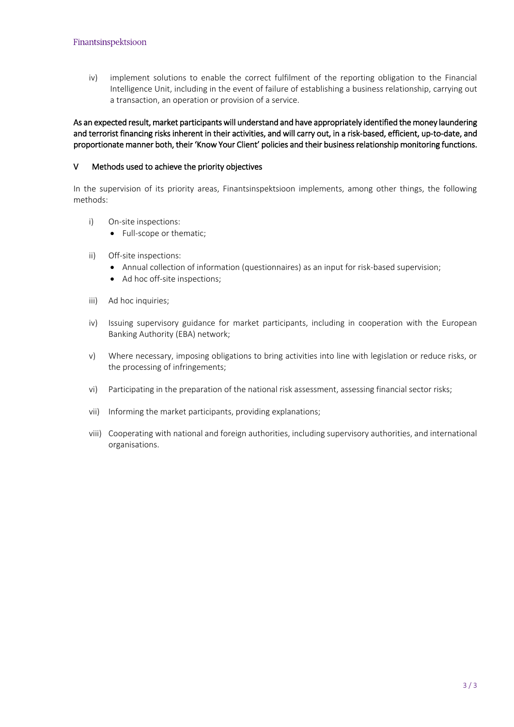iv) implement solutions to enable the correct fulfilment of the reporting obligation to the Financial Intelligence Unit, including in the event of failure of establishing a business relationship, carrying out a transaction, an operation or provision of a service.

As an expected result, market participants will understand and have appropriately identified the money laundering and terrorist financing risks inherent in their activities, and will carry out, in a risk-based, efficient, up-to-date, and proportionate manner both, their 'Know Your Client' policies and their business relationship monitoring functions.

## V Methods used to achieve the priority objectives

In the supervision of its priority areas, Finantsinspektsioon implements, among other things, the following methods:

i) On-site inspections:
   - Full-scope or thematic;

ii) Off-site inspections:
   - Annual collection of information (questionnaires) as an input for risk-based supervision;
   - Ad hoc off-site inspections;

iii) Ad hoc inquiries;

iv) Issuing supervisory guidance for market participants, including in cooperation with the European Banking Authority (EBA) network;

v) Where necessary, imposing obligations to bring activities into line with legislation or reduce risks, or the processing of infringements;

vi) Participating in the preparation of the national risk assessment, assessing financial sector risks;

vii) Informing the market participants, providing explanations;

viii) Cooperating with national and foreign authorities, including supervisory authorities, and international organisations.